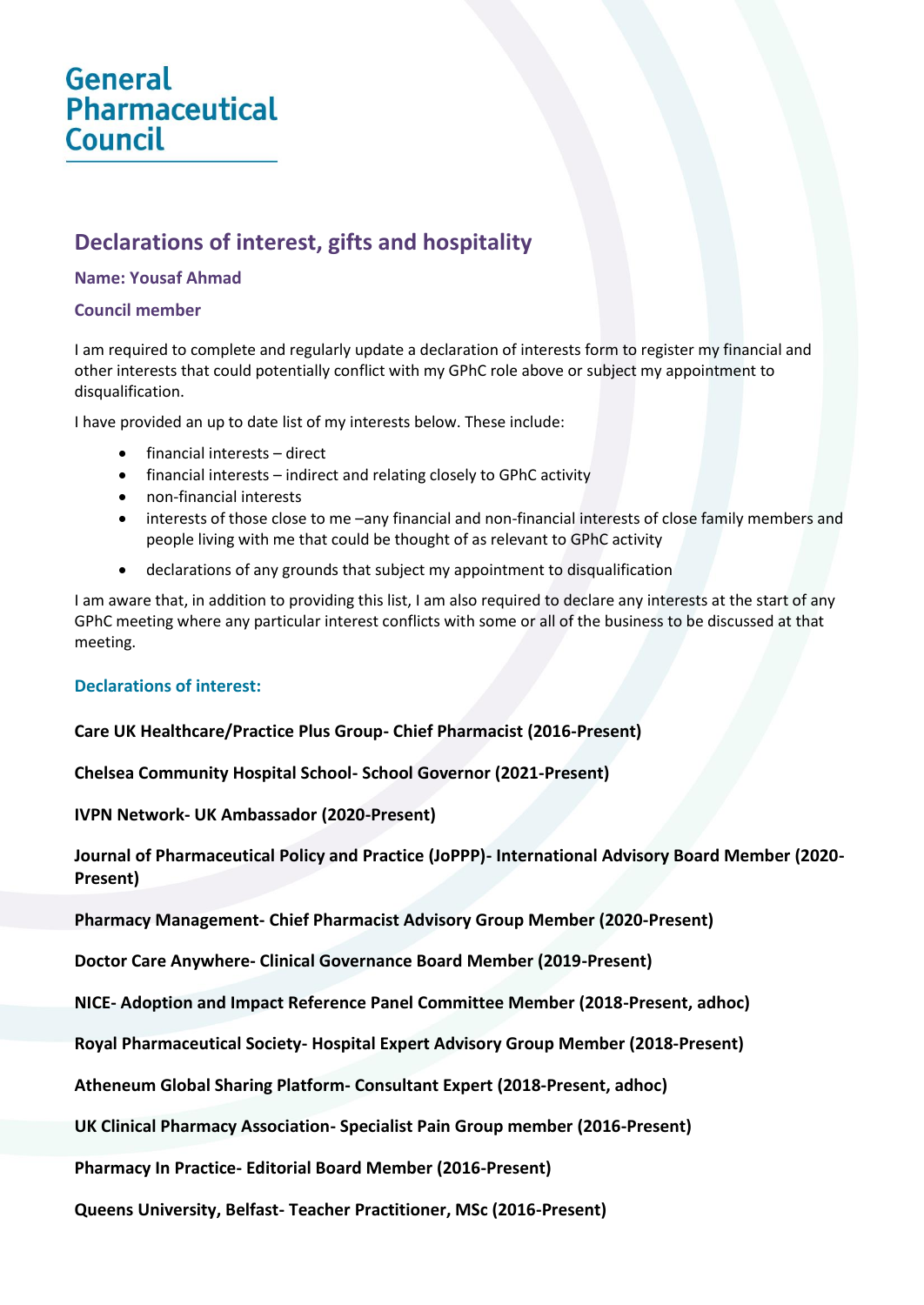General Pharmaceutical Council

# Declarations of interest, gifts and hospitality

**Name: Yousaf Ahmad**

**Council member**

I am required to complete and regularly update a declaration of interests form to register my financial and other interests that could potentially conflict with my GPhC role above or subject my appointment to disqualification.

I have provided an up to date list of my interests below. These include:

- financial interests – direct
- financial interests – indirect and relating closely to GPhC activity
- non-financial interests
- interests of those close to me –any financial and non-financial interests of close family members and people living with me that could be thought of as relevant to GPhC activity
- declarations of any grounds that subject my appointment to disqualification

I am aware that, in addition to providing this list, I am also required to declare any interests at the start of any GPhC meeting where any particular interest conflicts with some or all of the business to be discussed at that meeting.

## Declarations of interest:

**Care UK Healthcare/Practice Plus Group- Chief Pharmacist (2016-Present)**

**Chelsea Community Hospital School- School Governor (2021-Present)**

**IVPN Network- UK Ambassador (2020-Present)**

**Journal of Pharmaceutical Policy and Practice (JoPPP)- International Advisory Board Member (2020-Present)**

**Pharmacy Management- Chief Pharmacist Advisory Group Member (2020-Present)**

**Doctor Care Anywhere- Clinical Governance Board Member (2019-Present)**

**NICE- Adoption and Impact Reference Panel Committee Member (2018-Present, adhoc)**

**Royal Pharmaceutical Society- Hospital Expert Advisory Group Member (2018-Present)**

**Atheneum Global Sharing Platform- Consultant Expert (2018-Present, adhoc)**

**UK Clinical Pharmacy Association- Specialist Pain Group member (2016-Present)**

**Pharmacy In Practice- Editorial Board Member (2016-Present)**

**Queens University, Belfast- Teacher Practitioner, MSc (2016-Present)**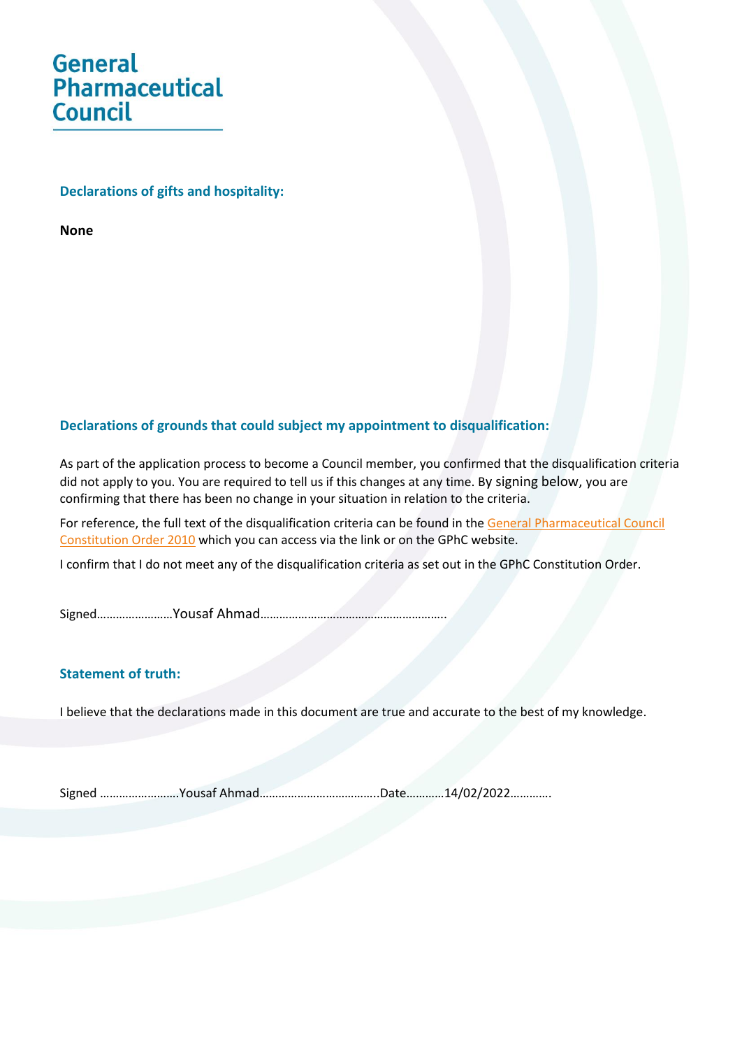# General Pharmaceutical Council

## Declarations of gifts and hospitality:

**None**

## Declarations of grounds that could subject my appointment to disqualification:

As part of the application process to become a Council member, you confirmed that the disqualification criteria did not apply to you. You are required to tell us if this changes at any time. By signing below, you are confirming that there has been no change in your situation in relation to the criteria.

For reference, the full text of the disqualification criteria can be found in the General Pharmaceutical Council Constitution Order 2010 which you can access via the link or on the GPhC website.

I confirm that I do not meet any of the disqualification criteria as set out in the GPhC Constitution Order.

Signed……………………Yousaf Ahmad…………………………………………………..

## Statement of truth:

I believe that the declarations made in this document are true and accurate to the best of my knowledge.

Signed ……………………Yousaf Ahmad………………………………..Date…………14/02/2022…………